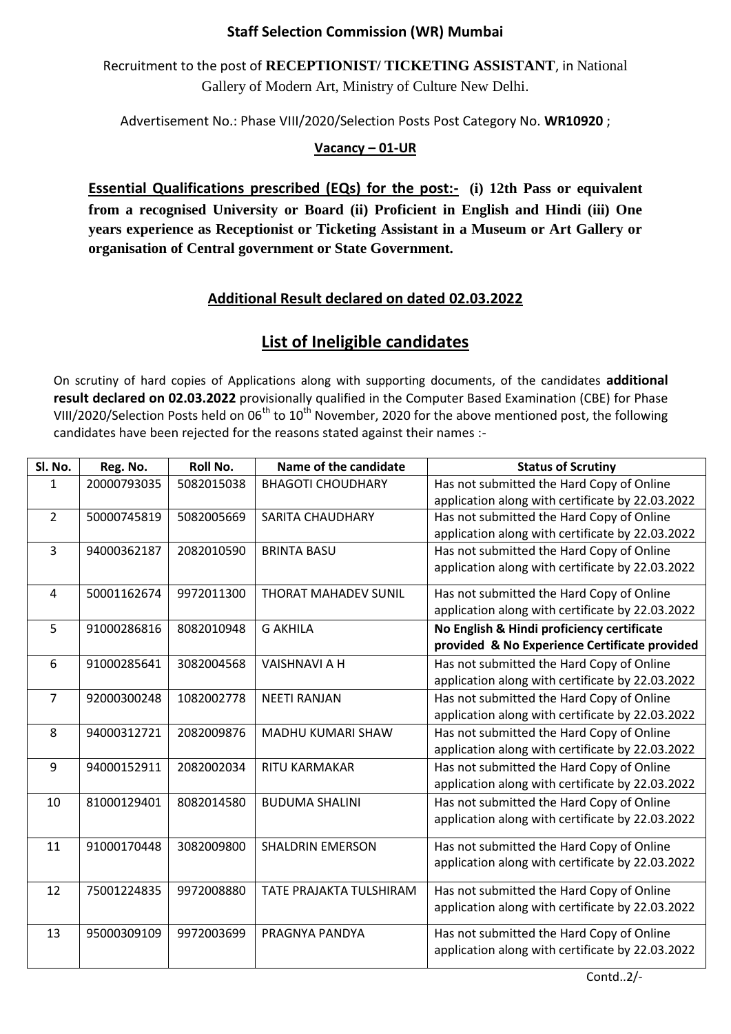**Staff Selection Commission (WR) Mumbai**

Recruitment to the post of **RECEPTIONIST/ TICKETING ASSISTANT**, in National Gallery of Modern Art, Ministry of Culture New Delhi.

Advertisement No.: Phase VIII/2020/Selection Posts Post Category No. **WR10920** ;

**Vacancy – 01-UR**

**Essential Qualifications prescribed (EQs) for the post:- (i) 12th Pass or equivalent from a recognised University or Board (ii) Proficient in English and Hindi (iii) One years experience as Receptionist or Ticketing Assistant in a Museum or Art Gallery or organisation of Central government or State Government.**

## Additional Result declared on dated 02.03.2022

## List of Ineligible candidates

On scrutiny of hard copies of Applications along with supporting documents, of the candidates **additional result declared on 02.03.2022** provisionally qualified in the Computer Based Examination (CBE) for Phase VIII/2020/Selection Posts held on 06th to 10th November, 2020 for the above mentioned post, the following candidates have been rejected for the reasons stated against their names :-

| Sl. No. | Reg. No. | Roll No. | Name of the candidate | Status of Scrutiny |
|---|---|---|---|---|
| 1 | 20000793035 | 5082015038 | BHAGOTI CHOUDHARY | Has not submitted the Hard Copy of Online application along with certificate by 22.03.2022 |
| 2 | 50000745819 | 5082005669 | SARITA CHAUDHARY | Has not submitted the Hard Copy of Online application along with certificate by 22.03.2022 |
| 3 | 94000362187 | 2082010590 | BRINTA BASU | Has not submitted the Hard Copy of Online application along with certificate by 22.03.2022 |
| 4 | 50001162674 | 9972011300 | THORAT MAHADEV SUNIL | Has not submitted the Hard Copy of Online application along with certificate by 22.03.2022 |
| 5 | 91000286816 | 8082010948 | G AKHILA | **No English & Hindi proficiency certificate provided & No Experience Certificate provided** |
| 6 | 91000285641 | 3082004568 | VAISHNAVI A H | Has not submitted the Hard Copy of Online application along with certificate by 22.03.2022 |
| 7 | 92000300248 | 1082002778 | NEETI RANJAN | Has not submitted the Hard Copy of Online application along with certificate by 22.03.2022 |
| 8 | 94000312721 | 2082009876 | MADHU KUMARI SHAW | Has not submitted the Hard Copy of Online application along with certificate by 22.03.2022 |
| 9 | 94000152911 | 2082002034 | RITU KARMAKAR | Has not submitted the Hard Copy of Online application along with certificate by 22.03.2022 |
| 10 | 81000129401 | 8082014580 | BUDUMA SHALINI | Has not submitted the Hard Copy of Online application along with certificate by 22.03.2022 |
| 11 | 91000170448 | 3082009800 | SHALDRIN EMERSON | Has not submitted the Hard Copy of Online application along with certificate by 22.03.2022 |
| 12 | 75001224835 | 9972008880 | TATE PRAJAKTA TULSHIRAM | Has not submitted the Hard Copy of Online application along with certificate by 22.03.2022 |
| 13 | 95000309109 | 9972003699 | PRAGNYA PANDYA | Has not submitted the Hard Copy of Online application along with certificate by 22.03.2022 |

Contd..2/-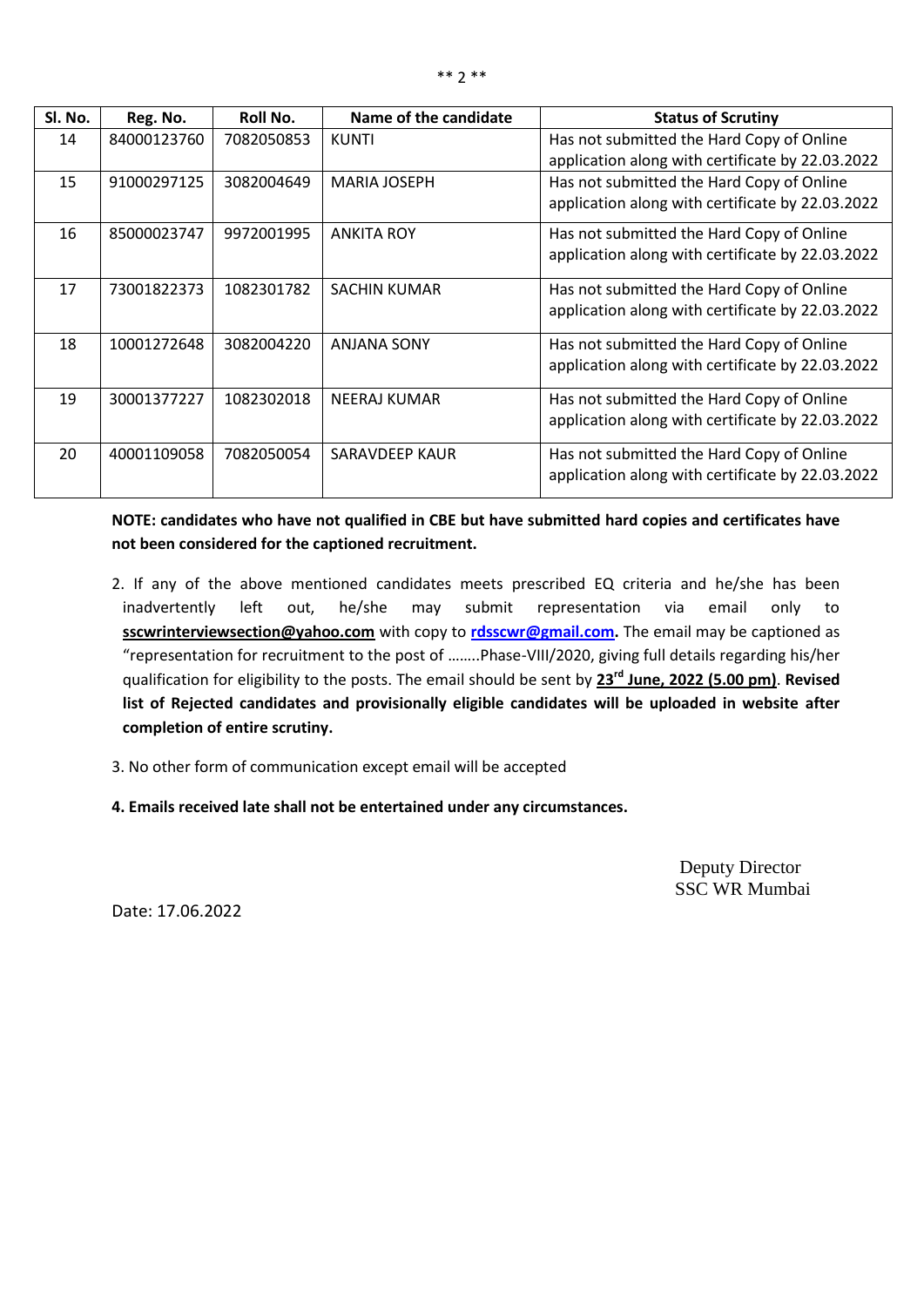| Sl. No. | Reg. No. | Roll No. | Name of the candidate | Status of Scrutiny |
|---|---|---|---|---|
| 14 | 84000123760 | 7082050853 | KUNTI | Has not submitted the Hard Copy of Online application along with certificate by 22.03.2022 |
| 15 | 91000297125 | 3082004649 | MARIA JOSEPH | Has not submitted the Hard Copy of Online application along with certificate by 22.03.2022 |
| 16 | 85000023747 | 9972001995 | ANKITA ROY | Has not submitted the Hard Copy of Online application along with certificate by 22.03.2022 |
| 17 | 73001822373 | 1082301782 | SACHIN KUMAR | Has not submitted the Hard Copy of Online application along with certificate by 22.03.2022 |
| 18 | 10001272648 | 3082004220 | ANJANA SONY | Has not submitted the Hard Copy of Online application along with certificate by 22.03.2022 |
| 19 | 30001377227 | 1082302018 | NEERAJ KUMAR | Has not submitted the Hard Copy of Online application along with certificate by 22.03.2022 |
| 20 | 40001109058 | 7082050054 | SARAVDEEP KAUR | Has not submitted the Hard Copy of Online application along with certificate by 22.03.2022 |

**NOTE: candidates who have not qualified in CBE but have submitted hard copies and certificates have not been considered for the captioned recruitment.**

2. If any of the above mentioned candidates meets prescribed EQ criteria and he/she has been inadvertently left out, he/she may submit representation via email only to **sscwrinterviewsection@yahoo.com** with copy to **rdsscwr@gmail.com.** The email may be captioned as "representation for recruitment to the post of ……..Phase-VIII/2020, giving full details regarding his/her qualification for eligibility to the posts. The email should be sent by **23rd June, 2022 (5.00 pm)**. **Revised list of Rejected candidates and provisionally eligible candidates will be uploaded in website after completion of entire scrutiny.**

3. No other form of communication except email will be accepted

**4. Emails received late shall not be entertained under any circumstances.**

Deputy Director
SSC WR Mumbai

Date: 17.06.2022